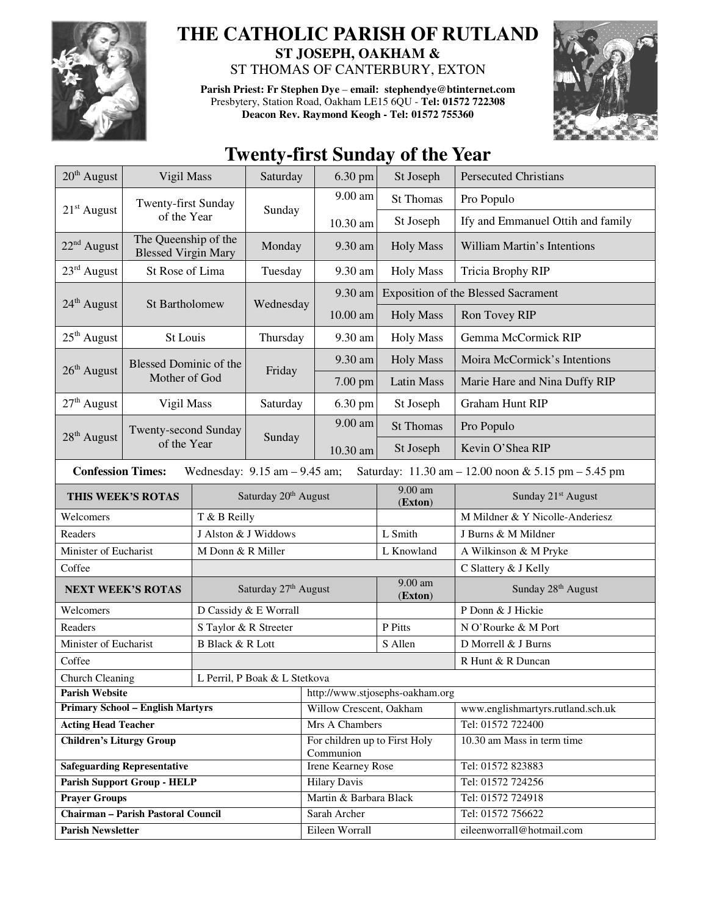# THE CATHOLIC PARISH OF RUTLAND

**ST JOSEPH, OAKHAM &**

ST THOMAS OF CANTERBURY, EXTON

**Parish Priest: Fr Stephen Dye** – **email: stephendye@btinternet.com**
Presbytery, Station Road, Oakham LE15 6QU - **Tel: 01572 722308**
**Deacon Rev. Raymond Keogh - Tel: 01572 755360**

## Twenty-first Sunday of the Year

| Date | Feast | Day | Time | Mass | Intention |
|---|---|---|---|---|---|
| 20th August | Vigil Mass | Saturday | 6.30 pm | St Joseph | Persecuted Christians |
| 21st August | Twenty-first Sunday of the Year | Sunday | 9.00 am | St Thomas | Pro Populo |
| | | | 10.30 am | St Joseph | Ify and Emmanuel Ottih and family |
| 22nd August | The Queenship of the Blessed Virgin Mary | Monday | 9.30 am | Holy Mass | William Martin's Intentions |
| 23rd August | St Rose of Lima | Tuesday | 9.30 am | Holy Mass | Tricia Brophy RIP |
| 24th August | St Bartholomew | Wednesday | 9.30 am | Exposition of the Blessed Sacrament | |
| | | | 10.00 am | Holy Mass | Ron Tovey RIP |
| 25th August | St Louis | Thursday | 9.30 am | Holy Mass | Gemma McCormick RIP |
| 26th August | Blessed Dominic of the Mother of God | Friday | 9.30 am | Holy Mass | Moira McCormick's Intentions |
| | | | 7.00 pm | Latin Mass | Marie Hare and Nina Duffy RIP |
| 27th August | Vigil Mass | Saturday | 6.30 pm | St Joseph | Graham Hunt RIP |
| 28th August | Twenty-second Sunday of the Year | Sunday | 9.00 am | St Thomas | Pro Populo |
| | | | 10.30 am | St Joseph | Kevin O'Shea RIP |

**Confession Times:** Wednesday: 9.15 am – 9.45 am; Saturday: 11.30 am – 12.00 noon & 5.15 pm – 5.45 pm

| **THIS WEEK'S ROTAS** | Saturday 20th August | 9.00 am (**Exton**) | Sunday 21st August |
|---|---|---|---|
| Welcomers | T & B Reilly | | M Mildner & Y Nicolle-Anderiesz |
| Readers | J Alston & J Widdows | L Smith | J Burns & M Mildner |
| Minister of Eucharist | M Donn & R Miller | L Knowland | A Wilkinson & M Pryke |
| Coffee | | | C Slattery & J Kelly |
| **NEXT WEEK'S ROTAS** | Saturday 27th August | 9.00 am (**Exton**) | Sunday 28th August |
| Welcomers | D Cassidy & E Worrall | | P Donn & J Hickie |
| Readers | S Taylor & R Streeter | P Pitts | N O'Rourke & M Port |
| Minister of Eucharist | B Black & R Lott | S Allen | D Morrell & J Burns |
| Coffee | | | R Hunt & R Duncan |
| Church Cleaning | L Perril, P Boak & L Stetkova | | |

| | | |
|---|---|---|
| **Parish Website** | http://www.stjosephs-oakham.org | |
| **Primary School – English Martyrs** | Willow Crescent, Oakham | www.englishmartyrs.rutland.sch.uk |
| **Acting Head Teacher** | Mrs A Chambers | Tel: 01572 722400 |
| **Children's Liturgy Group** | For children up to First Holy Communion | 10.30 am Mass in term time |
| **Safeguarding Representative** | Irene Kearney Rose | Tel: 01572 823883 |
| **Parish Support Group - HELP** | Hilary Davis | Tel: 01572 724256 |
| **Prayer Groups** | Martin & Barbara Black | Tel: 01572 724918 |
| **Chairman – Parish Pastoral Council** | Sarah Archer | Tel: 01572 756622 |
| **Parish Newsletter** | Eileen Worrall | eileenworrall@hotmail.com |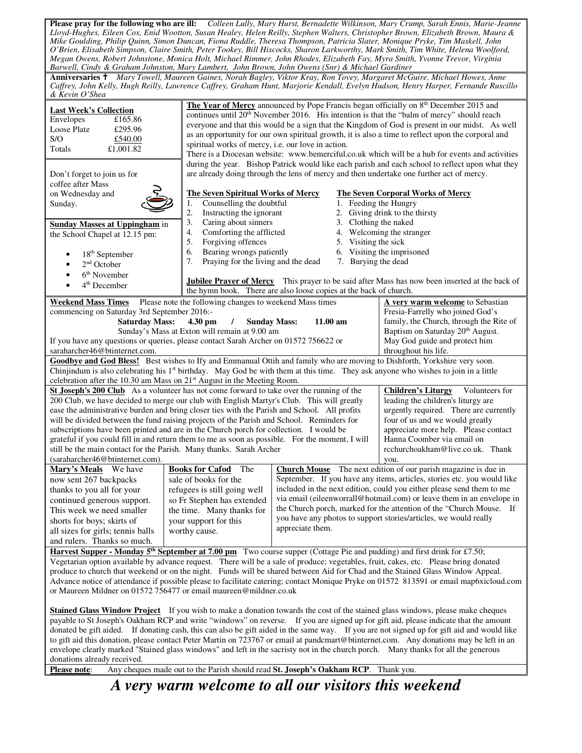**Please pray for the following who are ill:** *Colleen Lully, Mary Hurst, Bernadette Wilkinson, Mary Crump, Sarah Ennis, Marie-Jeanne Lloyd-Hughes, Eileen Cox, Enid Wootton, Susan Healey, Helen Reilly, Stephen Walters, Christopher Brown, Elizabeth Brown, Maura & Mike Goulding, Philip Quinn, Simon Duncan, Fiona Ruddle, Theresa Thompson, Patricia Slater, Monique Pryke, Tim Maskell, John O'Brien, Elisabeth Simpson, Claire Smith, Peter Tookey, Bill Hiscocks, Sharon Larkworthy, Mark Smith, Tim White, Helena Woolford, Megan Owens, Robert Johnstone, Monica Holt, Michael Rimmer, John Rhodes, Elizabeth Fay, Myra Smith, Yvonne Trevor, Virginia Barwell, Cindy & Graham Johnston, Mary Lambert, John Brown, John Owens (Snr) & Michael Gardiner*

**Anniversaries ✝** *Mary Towell, Maureen Gaines, Norah Bagley, Viktor Kray, Ron Tovey, Margaret McGuire, Michael Howes, Anne Caffrey, John Kelly, Hugh Reilly, Lawrence Caffrey, Graham Hunt, Marjorie Kendall, Evelyn Hudson, Henry Harper, Fernande Ruscillo & Kevin O'Shea*

**Last Week's Collection**

| | |
|---|---|
| Envelopes | £165.86 |
| Loose Plate | £295.96 |
| S/O | £540.00 |
| Totals | £1,001.82 |

Don't forget to join us for coffee after Mass on Wednesday and Sunday.

**Sunday Masses at Uppingham** in the School Chapel at 12.15 pm:

- 18th September
- 2nd October
- 6th November
- 4th December

**The Year of Mercy** announced by Pope Francis began officially on 8th December 2015 and continues until 20th November 2016. His intention is that the "balm of mercy" should reach everyone and that this would be a sign that the Kingdom of God is present in our midst. As well as an opportunity for our own spiritual growth, it is also a time to reflect upon the corporal and spiritual works of mercy, i.e. our love in action.

There is a Diocesan website: www.bemerciful.co.uk which will be a hub for events and activities during the year. Bishop Patrick would like each parish and each school to reflect upon what they are already doing through the lens of mercy and then undertake one further act of mercy.

**The Seven Spiritual Works of Mercy**

1. Counselling the doubtful
2. Instructing the ignorant
3. Caring about sinners
4. Comforting the afflicted
5. Forgiving offences
6. Bearing wrongs patiently
7. Praying for the living and the dead

**The Seven Corporal Works of Mercy**

1. Feeding the Hungry
2. Giving drink to the thirsty
3. Clothing the naked
4. Welcoming the stranger
5. Visiting the sick
6. Visiting the imprisoned
7. Burying the dead

**Jubilee Prayer of Mercy** This prayer to be said after Mass has now been inserted at the back of the hymn book. There are also loose copies at the back of church.

**Weekend Mass Times** Please note the following changes to weekend Mass times commencing on Saturday 3rd September 2016:-

**Saturday Mass: 4.30 pm / Sunday Mass: 11.00 am**

Sunday's Mass at Exton will remain at 9.00 am

If you have any questions or queries, please contact Sarah Archer on 01572 756622 or saraharcher46@btinternet.com.

**A very warm welcome** to Sebastian Fresia-Farrelly who joined God's family, the Church, through the Rite of Baptism on Saturday 20th August. May God guide and protect him throughout his life.

**Goodbye and God Bless!** Best wishes to Ify and Emmanual Ottih and family who are moving to Dishforth, Yorkshire very soon. Chinjindum is also celebrating his 1st birthday. May God be with them at this time. They ask anyone who wishes to join in a little celebration after the 10.30 am Mass on 21st August in the Meeting Room.

**St Joseph's 200 Club** As a volunteer has not come forward to take over the running of the 200 Club, we have decided to merge our club with English Martyr's Club. This will greatly ease the administrative burden and bring closer ties with the Parish and School. All profits will be divided between the fund raising projects of the Parish and School. Reminders for subscriptions have been printed and are in the Church porch for collection. I would be grateful if you could fill in and return them to me as soon as possible. For the moment, I will still be the main contact for the Parish. Many thanks. Sarah Archer (saraharcher46@btinternet.com).

**Children's Liturgy** Volunteers for leading the children's liturgy are urgently required. There are currently four of us and we would greatly appreciate more help. Please contact Hanna Coomber via email on rcchurchoakham@live.co.uk. Thank you.

**Mary's Meals** We have now sent 267 backpacks thanks to you all for your continued generous support. This week we need smaller shorts for boys; skirts of all sizes for girls; tennis balls and rulers. Thanks so much.

**Books for Cafod** The sale of books for the refugees is still going well so Fr Stephen has extended the time. Many thanks for your support for this worthy cause.

**Church Mouse** The next edition of our parish magazine is due in September. If you have any items, articles, stories etc. you would like included in the next edition, could you either please send them to me via email (eileenworrall@hotmail.com) or leave them in an envelope in the Church porch, marked for the attention of the "Church Mouse. If you have any photos to support stories/articles, we would really appreciate them.

**Harvest Supper - Monday 5th September at 7.00 pm** Two course supper (Cottage Pie and pudding) and first drink for £7.50; Vegetarian option available by advance request. There will be a sale of produce; vegetables, fruit, cakes, etc. Please bring donated produce to church that weekend or on the night. Funds will be shared between Aid for Chad and the Stained Glass Window Appeal. Advance notice of attendance if possible please to facilitate catering; contact Monique Pryke on 01572 813591 or email map6xicloud.com or Maureen Mildner on 01572 756477 or email maureen@mildner.co.uk

**Stained Glass Window Project** If you wish to make a donation towards the cost of the stained glass windows, please make cheques payable to St Joseph's Oakham RCP and write "windows" on reverse. If you are signed up for gift aid, please indicate that the amount donated be gift aided. If donating cash, this can also be gift aided in the same way. If you are not signed up for gift aid and would like to gift aid this donation, please contact Peter Martin on 723767 or email at pandcmart@btinternet.com. Any donations may be left in an envelope clearly marked "Stained glass windows" and left in the sacristy not in the church porch. Many thanks for all the generous donations already received.

**Please note**: Any cheques made out to the Parish should read **St. Joseph's Oakham RCP**. Thank you.

***A very warm welcome to all our visitors this weekend***